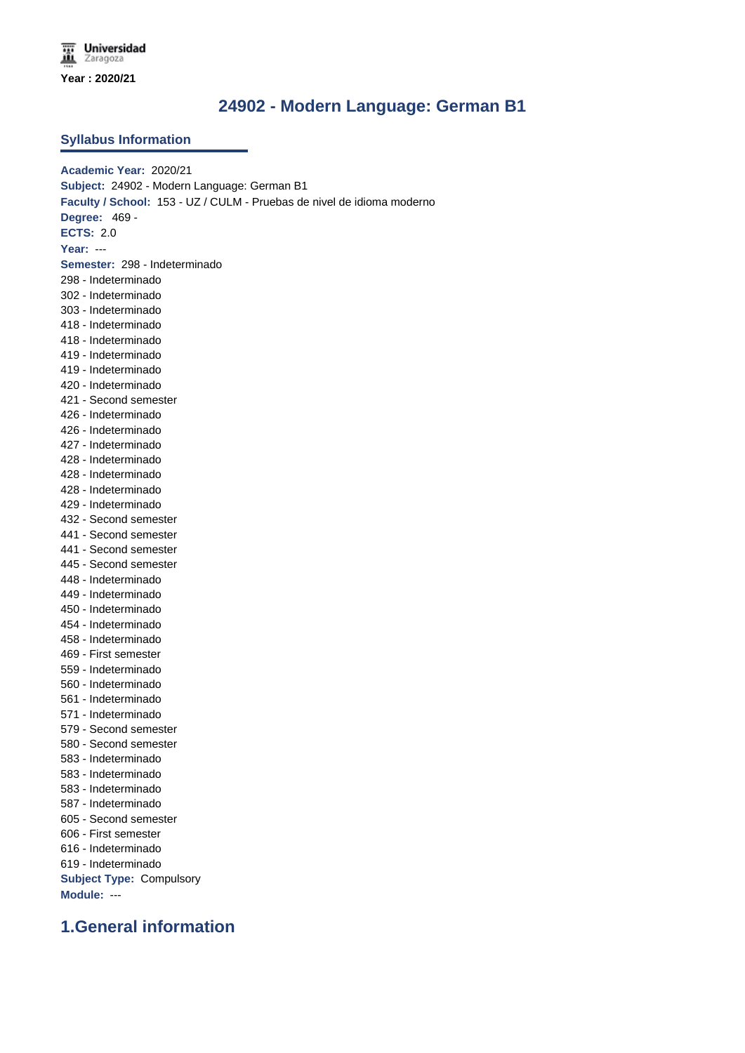Universidad Zaragoza

Year : 2020/21

# 24902 - Modern Language: German B1

## Syllabus Information

**Academic Year:** 2020/21
**Subject:** 24902 - Modern Language: German B1
**Faculty / School:** 153 - UZ / CULM - Pruebas de nivel de idioma moderno
**Degree:** 469 -
**ECTS:** 2.0
**Year:** ---
**Semester:** 298 - Indeterminado
298 - Indeterminado
302 - Indeterminado
303 - Indeterminado
418 - Indeterminado
418 - Indeterminado
419 - Indeterminado
419 - Indeterminado
420 - Indeterminado
421 - Second semester
426 - Indeterminado
426 - Indeterminado
427 - Indeterminado
428 - Indeterminado
428 - Indeterminado
428 - Indeterminado
429 - Indeterminado
432 - Second semester
441 - Second semester
441 - Second semester
445 - Second semester
448 - Indeterminado
449 - Indeterminado
450 - Indeterminado
454 - Indeterminado
458 - Indeterminado
469 - First semester
559 - Indeterminado
560 - Indeterminado
561 - Indeterminado
571 - Indeterminado
579 - Second semester
580 - Second semester
583 - Indeterminado
583 - Indeterminado
583 - Indeterminado
587 - Indeterminado
605 - Second semester
606 - First semester
616 - Indeterminado
619 - Indeterminado
**Subject Type:** Compulsory
**Module:** ---

## 1.General information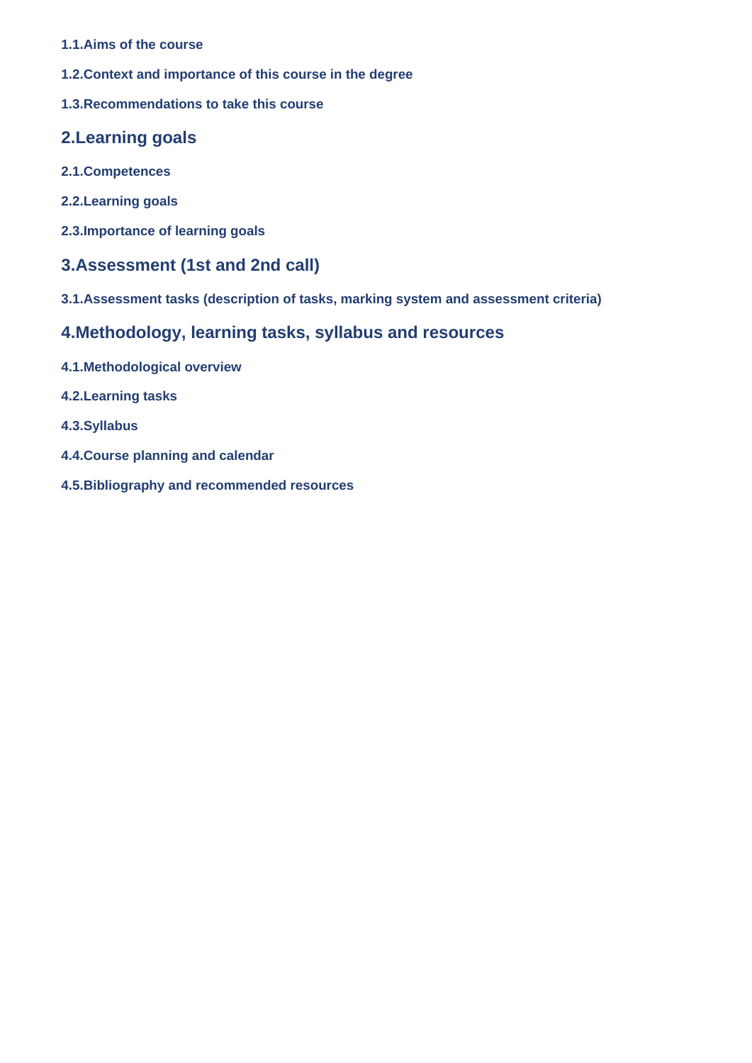### 1.1.Aims of the course

### 1.2.Context and importance of this course in the degree

### 1.3.Recommendations to take this course

## 2.Learning goals

### 2.1.Competences

### 2.2.Learning goals

### 2.3.Importance of learning goals

## 3.Assessment (1st and 2nd call)

### 3.1.Assessment tasks (description of tasks, marking system and assessment criteria)

## 4.Methodology, learning tasks, syllabus and resources

### 4.1.Methodological overview

### 4.2.Learning tasks

### 4.3.Syllabus

### 4.4.Course planning and calendar

### 4.5.Bibliography and recommended resources